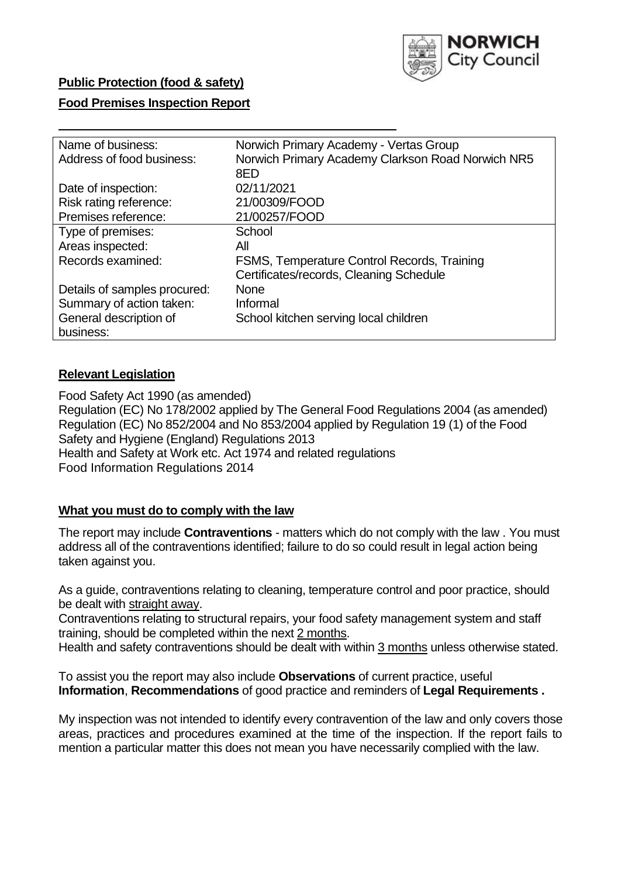NORWICH City Council

**Public Protection (food & safety)**

**Food Premises Inspection Report**

| | |
|---|---|
| Name of business: | Norwich Primary Academy - Vertas Group |
| Address of food business: | Norwich Primary Academy Clarkson Road Norwich NR5 8ED |
| Date of inspection: | 02/11/2021 |
| Risk rating reference: | 21/00309/FOOD |
| Premises reference: | 21/00257/FOOD |
| Type of premises: | School |
| Areas inspected: | All |
| Records examined: | FSMS, Temperature Control Records, Training Certificates/records, Cleaning Schedule |
| Details of samples procured: | None |
| Summary of action taken: | Informal |
| General description of business: | School kitchen serving local children |

## **Relevant Legislation**

Food Safety Act 1990 (as amended)
Regulation (EC) No 178/2002 applied by The General Food Regulations 2004 (as amended)
Regulation (EC) No 852/2004 and No 853/2004 applied by Regulation 19 (1) of the Food Safety and Hygiene (England) Regulations 2013
Health and Safety at Work etc. Act 1974 and related regulations
Food Information Regulations 2014

## **What you must do to comply with the law**

The report may include **Contraventions** - matters which do not comply with the law . You must address all of the contraventions identified; failure to do so could result in legal action being taken against you.

As a guide, contraventions relating to cleaning, temperature control and poor practice, should be dealt with straight away.
Contraventions relating to structural repairs, your food safety management system and staff training, should be completed within the next 2 months.
Health and safety contraventions should be dealt with within 3 months unless otherwise stated.

To assist you the report may also include **Observations** of current practice, useful **Information**, **Recommendations** of good practice and reminders of **Legal Requirements .**

My inspection was not intended to identify every contravention of the law and only covers those areas, practices and procedures examined at the time of the inspection. If the report fails to mention a particular matter this does not mean you have necessarily complied with the law.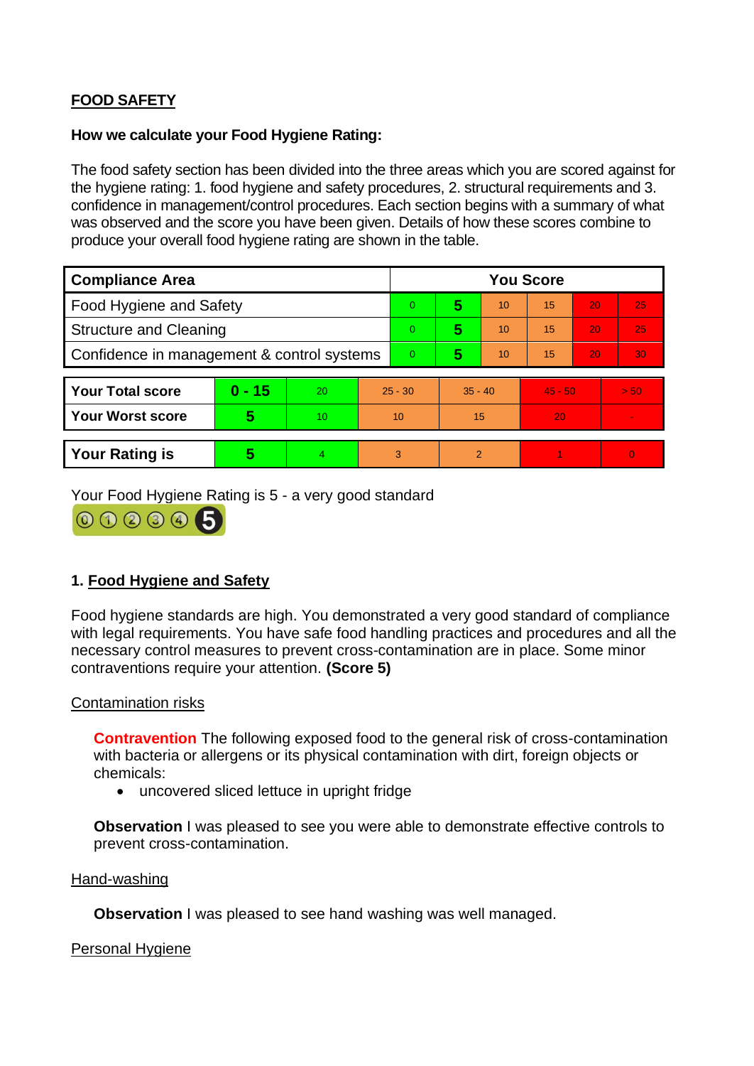## FOOD SAFETY

**How we calculate your Food Hygiene Rating:**

The food safety section has been divided into the three areas which you are scored against for the hygiene rating: 1. food hygiene and safety procedures, 2. structural requirements and 3. confidence in management/control procedures. Each section begins with a summary of what was observed and the score you have been given. Details of how these scores combine to produce your overall food hygiene rating are shown in the table.

| Compliance Area | You Score | | | | | |
|---|---|---|---|---|---|---|
| Food Hygiene and Safety | 0 | **5** | 10 | 15 | 20 | 25 |
| Structure and Cleaning | 0 | **5** | 10 | 15 | 20 | 25 |
| Confidence in management & control systems | 0 | **5** | 10 | 15 | 20 | 30 |

| | | | | | | |
|---|---|---|---|---|---|---|
| **Your Total score** | **0 - 15** | 20 | 25 - 30 | 35 - 40 | 45 - 50 | > 50 |
| **Your Worst score** | **5** | 10 | 10 | 15 | 20 | - |
| **Your Rating is** | **5** | 4 | 3 | 2 | 1 | 0 |

Your Food Hygiene Rating is 5 - a very good standard

### 1. Food Hygiene and Safety

Food hygiene standards are high. You demonstrated a very good standard of compliance with legal requirements. You have safe food handling practices and procedures and all the necessary control measures to prevent cross-contamination are in place. Some minor contraventions require your attention. **(Score 5)**

Contamination risks

**Contravention** The following exposed food to the general risk of cross-contamination with bacteria or allergens or its physical contamination with dirt, foreign objects or chemicals:

- uncovered sliced lettuce in upright fridge

**Observation** I was pleased to see you were able to demonstrate effective controls to prevent cross-contamination.

Hand-washing

**Observation** I was pleased to see hand washing was well managed.

Personal Hygiene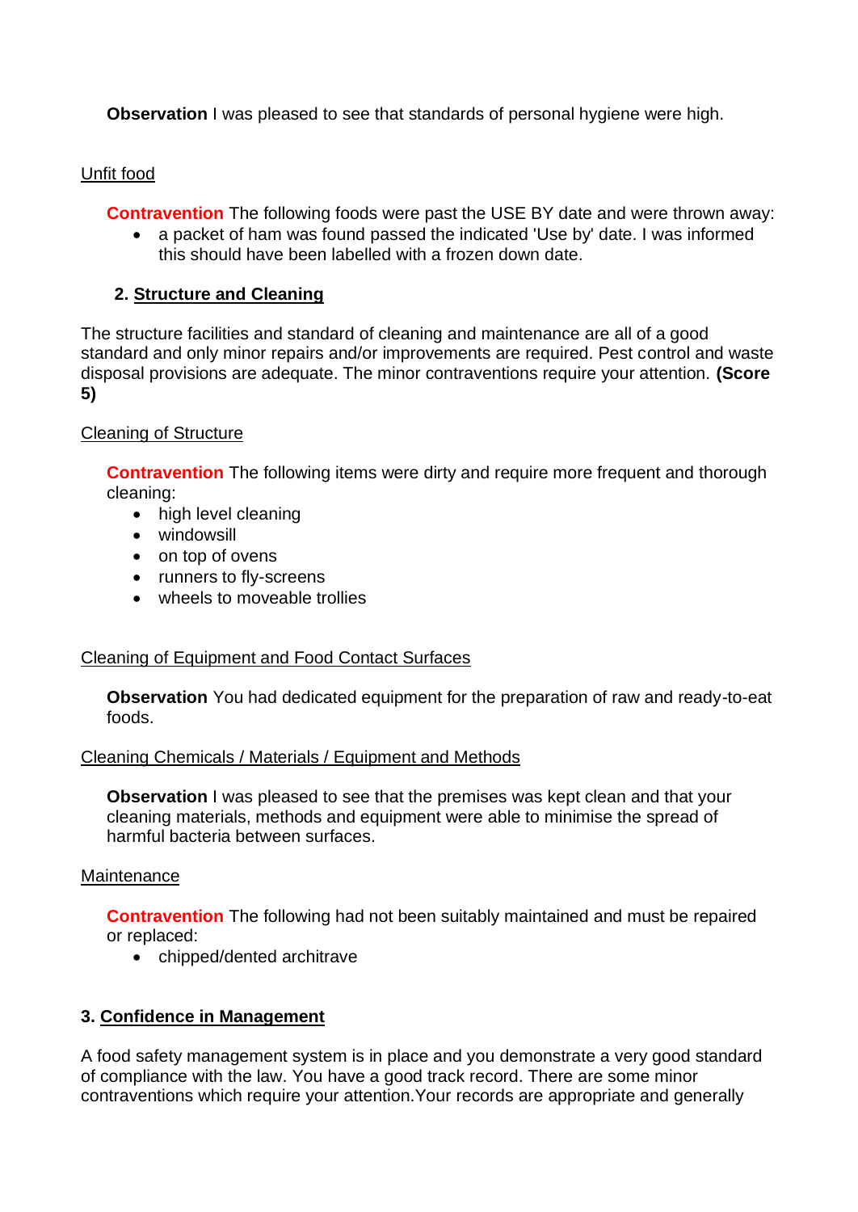**Observation** I was pleased to see that standards of personal hygiene were high.

Unfit food

**Contravention** The following foods were past the USE BY date and were thrown away:

- a packet of ham was found passed the indicated 'Use by' date. I was informed this should have been labelled with a frozen down date.

## 2. Structure and Cleaning

The structure facilities and standard of cleaning and maintenance are all of a good standard and only minor repairs and/or improvements are required. Pest control and waste disposal provisions are adequate. The minor contraventions require your attention. **(Score 5)**

Cleaning of Structure

**Contravention** The following items were dirty and require more frequent and thorough cleaning:

- high level cleaning
- windowsill
- on top of ovens
- runners to fly-screens
- wheels to moveable trollies

Cleaning of Equipment and Food Contact Surfaces

**Observation** You had dedicated equipment for the preparation of raw and ready-to-eat foods.

Cleaning Chemicals / Materials / Equipment and Methods

**Observation** I was pleased to see that the premises was kept clean and that your cleaning materials, methods and equipment were able to minimise the spread of harmful bacteria between surfaces.

Maintenance

**Contravention** The following had not been suitably maintained and must be repaired or replaced:

- chipped/dented architrave

## 3. Confidence in Management

A food safety management system is in place and you demonstrate a very good standard of compliance with the law. You have a good track record. There are some minor contraventions which require your attention.Your records are appropriate and generally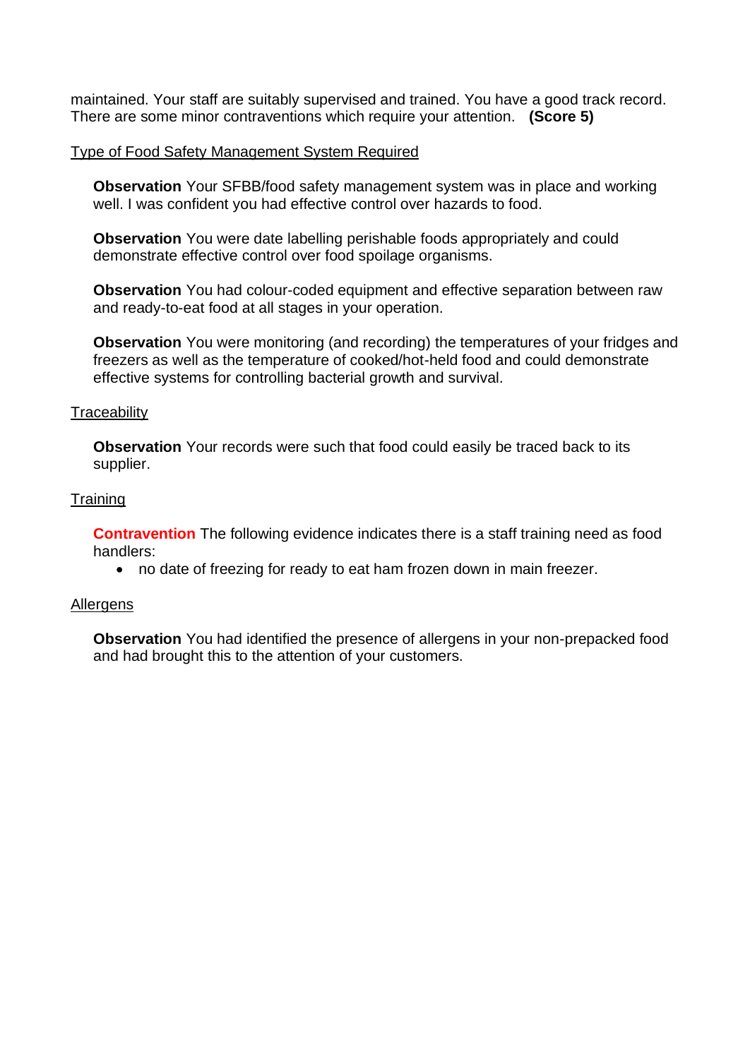maintained. Your staff are suitably supervised and trained. You have a good track record. There are some minor contraventions which require your attention. **(Score 5)**

Type of Food Safety Management System Required

**Observation** Your SFBB/food safety management system was in place and working well. I was confident you had effective control over hazards to food.

**Observation** You were date labelling perishable foods appropriately and could demonstrate effective control over food spoilage organisms.

**Observation** You had colour-coded equipment and effective separation between raw and ready-to-eat food at all stages in your operation.

**Observation** You were monitoring (and recording) the temperatures of your fridges and freezers as well as the temperature of cooked/hot-held food and could demonstrate effective systems for controlling bacterial growth and survival.

Traceability

**Observation** Your records were such that food could easily be traced back to its supplier.

Training

**Contravention** The following evidence indicates there is a staff training need as food handlers:

- no date of freezing for ready to eat ham frozen down in main freezer.

Allergens

**Observation** You had identified the presence of allergens in your non-prepacked food and had brought this to the attention of your customers.